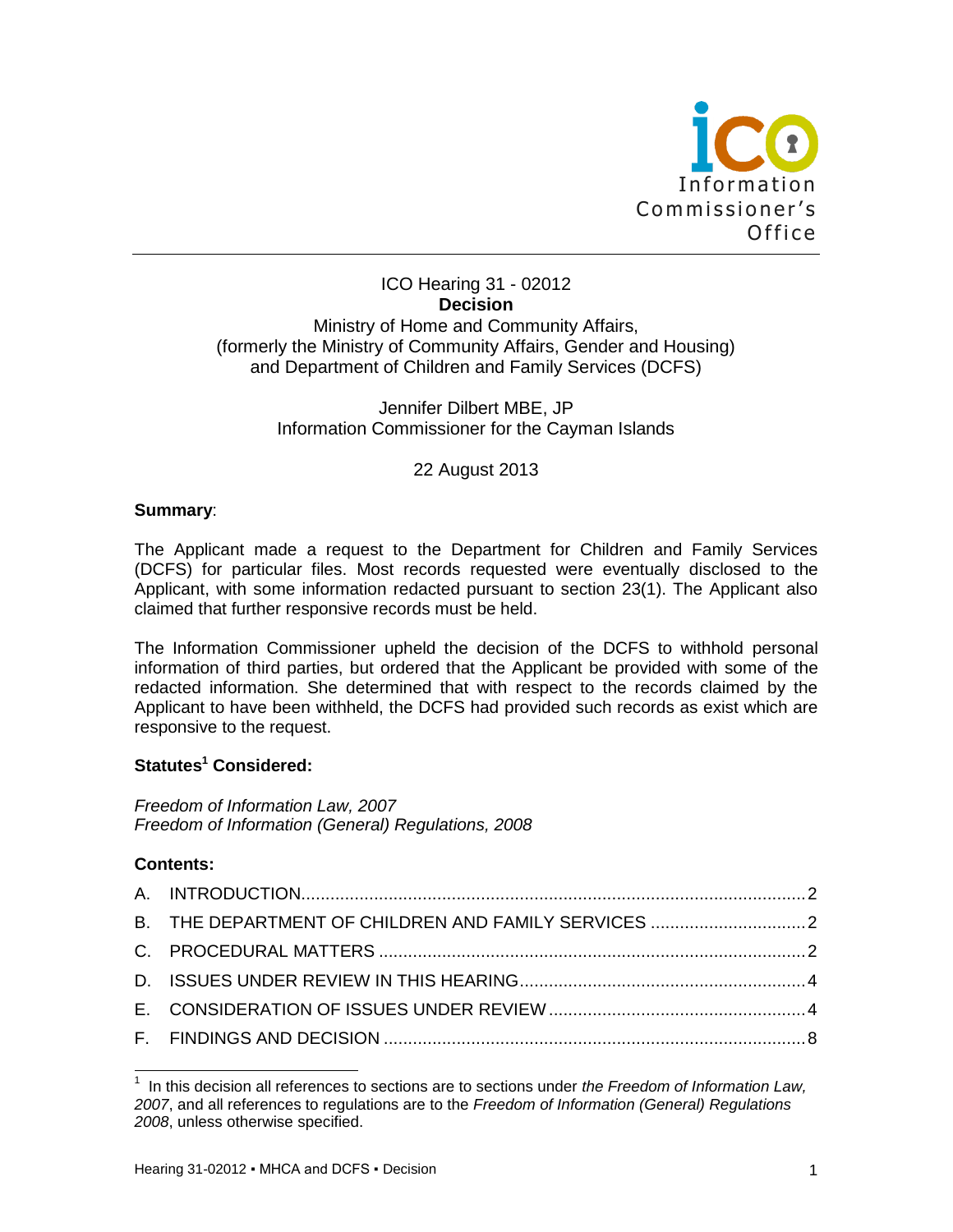ICO Hearing 31 - 02012

**Decision**

Ministry of Home and Community Affairs,
(formerly the Ministry of Community Affairs, Gender and Housing)
and Department of Children and Family Services (DCFS)

Jennifer Dilbert MBE, JP
Information Commissioner for the Cayman Islands

22 August 2013

**Summary**:

The Applicant made a request to the Department for Children and Family Services (DCFS) for particular files. Most records requested were eventually disclosed to the Applicant, with some information redacted pursuant to section 23(1). The Applicant also claimed that further responsive records must be held.

The Information Commissioner upheld the decision of the DCFS to withhold personal information of third parties, but ordered that the Applicant be provided with some of the redacted information. She determined that with respect to the records claimed by the Applicant to have been withheld, the DCFS had provided such records as exist which are responsive to the request.

**Statutes[1] Considered:**

*Freedom of Information Law, 2007*
*Freedom of Information (General) Regulations, 2008*

**Contents:**

A. INTRODUCTION....................................................2
B. THE DEPARTMENT OF CHILDREN AND FAMILY SERVICES ....................2
C. PROCEDURAL MATTERS ...............................................2
D. ISSUES UNDER REVIEW IN THIS HEARING...............................4
E. CONSIDERATION OF ISSUES UNDER REVIEW .............................4
F. FINDINGS AND DECISION ............................................8

[1] In this decision all references to sections are to sections under *the Freedom of Information Law, 2007*, and all references to regulations are to the *Freedom of Information (General) Regulations 2008*, unless otherwise specified.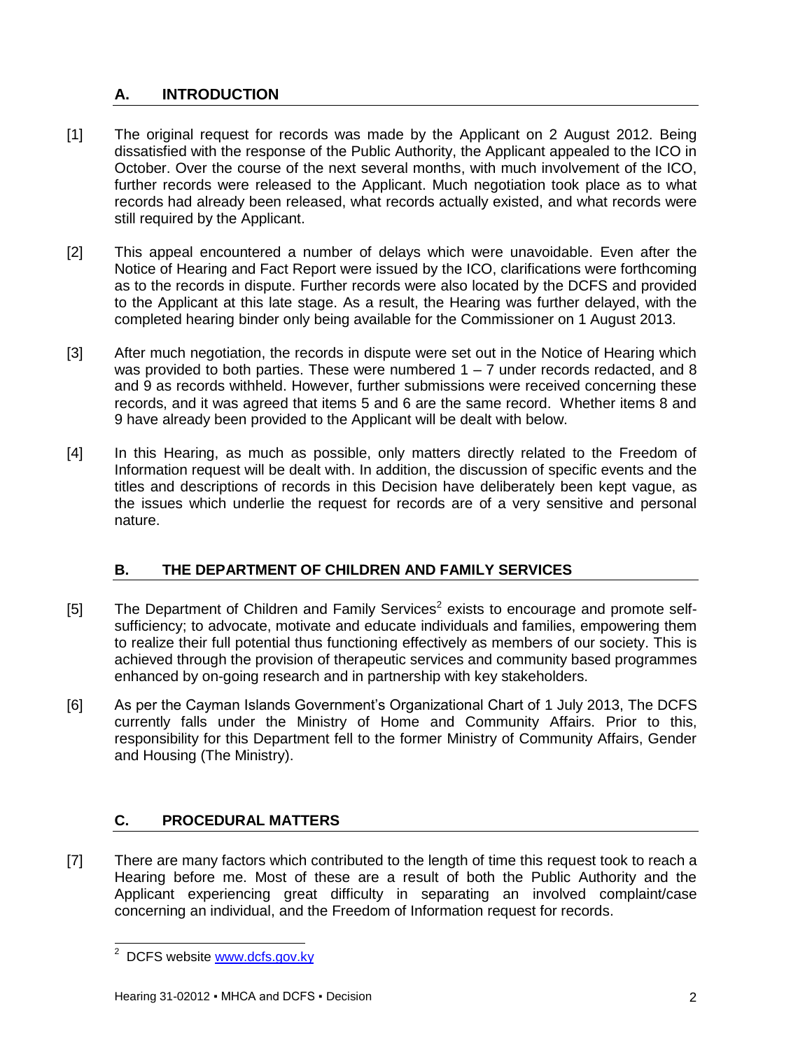## A. INTRODUCTION

[1] The original request for records was made by the Applicant on 2 August 2012. Being dissatisfied with the response of the Public Authority, the Applicant appealed to the ICO in October. Over the course of the next several months, with much involvement of the ICO, further records were released to the Applicant. Much negotiation took place as to what records had already been released, what records actually existed, and what records were still required by the Applicant.

[2] This appeal encountered a number of delays which were unavoidable. Even after the Notice of Hearing and Fact Report were issued by the ICO, clarifications were forthcoming as to the records in dispute. Further records were also located by the DCFS and provided to the Applicant at this late stage. As a result, the Hearing was further delayed, with the completed hearing binder only being available for the Commissioner on 1 August 2013.

[3] After much negotiation, the records in dispute were set out in the Notice of Hearing which was provided to both parties. These were numbered 1 – 7 under records redacted, and 8 and 9 as records withheld. However, further submissions were received concerning these records, and it was agreed that items 5 and 6 are the same record. Whether items 8 and 9 have already been provided to the Applicant will be dealt with below.

[4] In this Hearing, as much as possible, only matters directly related to the Freedom of Information request will be dealt with. In addition, the discussion of specific events and the titles and descriptions of records in this Decision have deliberately been kept vague, as the issues which underlie the request for records are of a very sensitive and personal nature.

## B. THE DEPARTMENT OF CHILDREN AND FAMILY SERVICES

[5] The Department of Children and Family Services[2] exists to encourage and promote self-sufficiency; to advocate, motivate and educate individuals and families, empowering them to realize their full potential thus functioning effectively as members of our society. This is achieved through the provision of therapeutic services and community based programmes enhanced by on-going research and in partnership with key stakeholders.

[6] As per the Cayman Islands Government's Organizational Chart of 1 July 2013, The DCFS currently falls under the Ministry of Home and Community Affairs. Prior to this, responsibility for this Department fell to the former Ministry of Community Affairs, Gender and Housing (The Ministry).

## C. PROCEDURAL MATTERS

[7] There are many factors which contributed to the length of time this request took to reach a Hearing before me. Most of these are a result of both the Public Authority and the Applicant experiencing great difficulty in separating an involved complaint/case concerning an individual, and the Freedom of Information request for records.

[2] DCFS website www.dcfs.gov.ky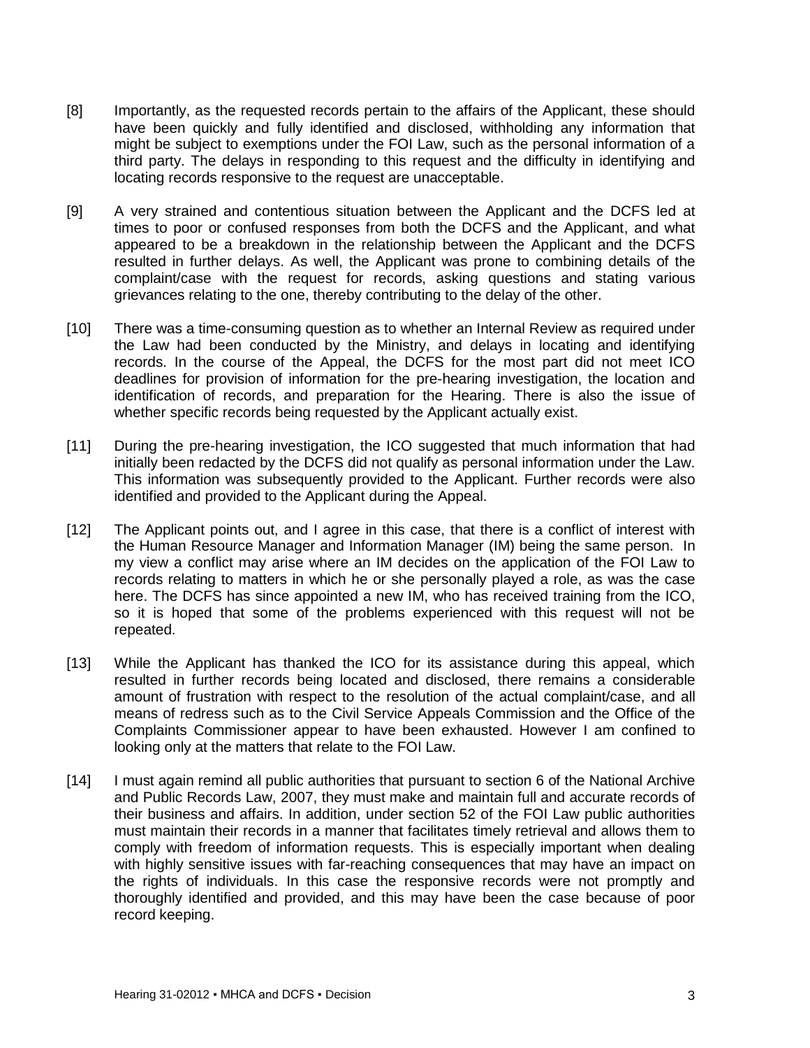[8] Importantly, as the requested records pertain to the affairs of the Applicant, these should have been quickly and fully identified and disclosed, withholding any information that might be subject to exemptions under the FOI Law, such as the personal information of a third party. The delays in responding to this request and the difficulty in identifying and locating records responsive to the request are unacceptable.

[9] A very strained and contentious situation between the Applicant and the DCFS led at times to poor or confused responses from both the DCFS and the Applicant, and what appeared to be a breakdown in the relationship between the Applicant and the DCFS resulted in further delays. As well, the Applicant was prone to combining details of the complaint/case with the request for records, asking questions and stating various grievances relating to the one, thereby contributing to the delay of the other.

[10] There was a time-consuming question as to whether an Internal Review as required under the Law had been conducted by the Ministry, and delays in locating and identifying records. In the course of the Appeal, the DCFS for the most part did not meet ICO deadlines for provision of information for the pre-hearing investigation, the location and identification of records, and preparation for the Hearing. There is also the issue of whether specific records being requested by the Applicant actually exist.

[11] During the pre-hearing investigation, the ICO suggested that much information that had initially been redacted by the DCFS did not qualify as personal information under the Law. This information was subsequently provided to the Applicant. Further records were also identified and provided to the Applicant during the Appeal.

[12] The Applicant points out, and I agree in this case, that there is a conflict of interest with the Human Resource Manager and Information Manager (IM) being the same person. In my view a conflict may arise where an IM decides on the application of the FOI Law to records relating to matters in which he or she personally played a role, as was the case here. The DCFS has since appointed a new IM, who has received training from the ICO, so it is hoped that some of the problems experienced with this request will not be repeated.

[13] While the Applicant has thanked the ICO for its assistance during this appeal, which resulted in further records being located and disclosed, there remains a considerable amount of frustration with respect to the resolution of the actual complaint/case, and all means of redress such as to the Civil Service Appeals Commission and the Office of the Complaints Commissioner appear to have been exhausted. However I am confined to looking only at the matters that relate to the FOI Law.

[14] I must again remind all public authorities that pursuant to section 6 of the National Archive and Public Records Law, 2007, they must make and maintain full and accurate records of their business and affairs. In addition, under section 52 of the FOI Law public authorities must maintain their records in a manner that facilitates timely retrieval and allows them to comply with freedom of information requests. This is especially important when dealing with highly sensitive issues with far-reaching consequences that may have an impact on the rights of individuals. In this case the responsive records were not promptly and thoroughly identified and provided, and this may have been the case because of poor record keeping.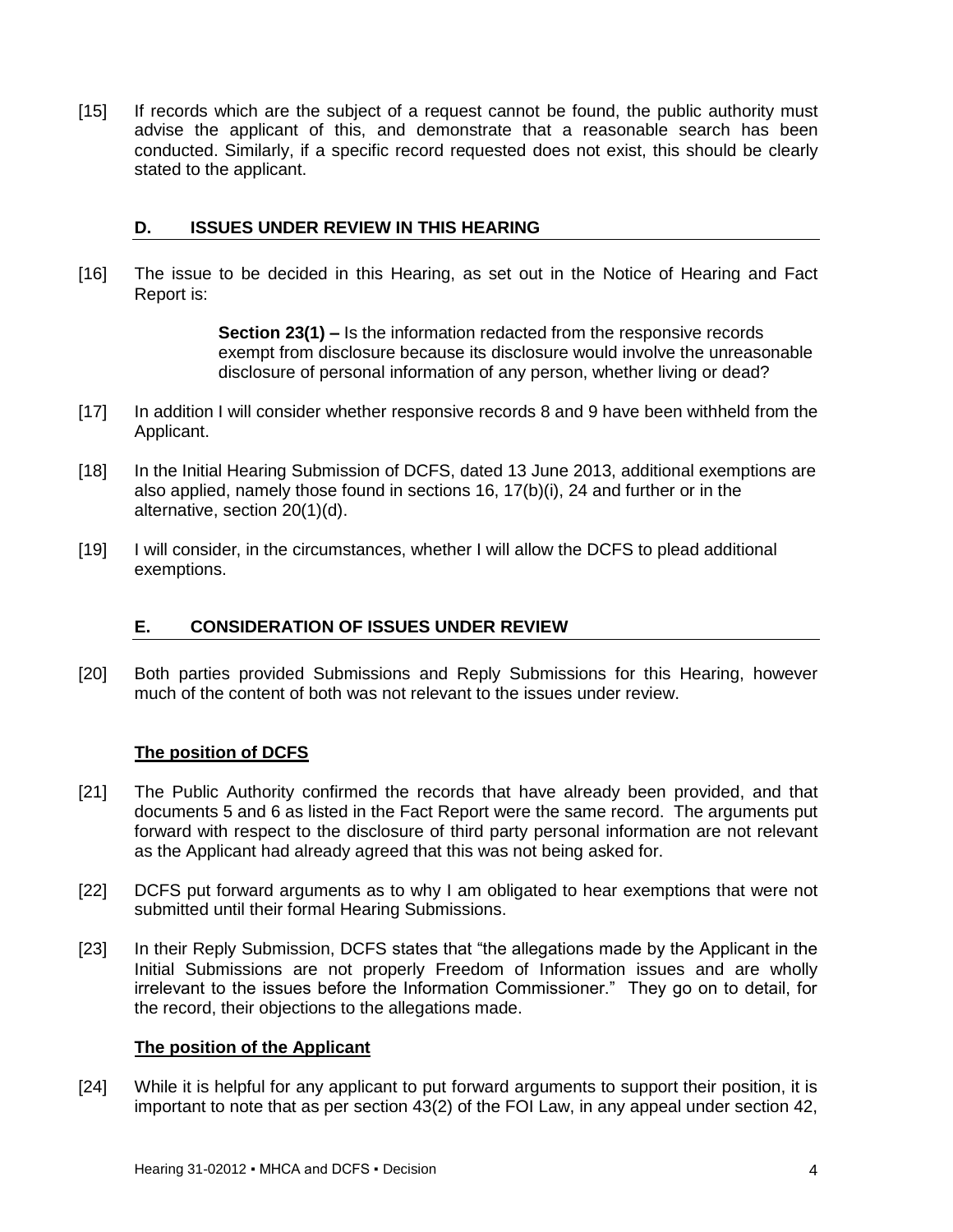[15] If records which are the subject of a request cannot be found, the public authority must advise the applicant of this, and demonstrate that a reasonable search has been conducted. Similarly, if a specific record requested does not exist, this should be clearly stated to the applicant.

## D. ISSUES UNDER REVIEW IN THIS HEARING

[16] The issue to be decided in this Hearing, as set out in the Notice of Hearing and Fact Report is:

> **Section 23(1) –** Is the information redacted from the responsive records exempt from disclosure because its disclosure would involve the unreasonable disclosure of personal information of any person, whether living or dead?

[17] In addition I will consider whether responsive records 8 and 9 have been withheld from the Applicant.

[18] In the Initial Hearing Submission of DCFS, dated 13 June 2013, additional exemptions are also applied, namely those found in sections 16, 17(b)(i), 24 and further or in the alternative, section 20(1)(d).

[19] I will consider, in the circumstances, whether I will allow the DCFS to plead additional exemptions.

## E. CONSIDERATION OF ISSUES UNDER REVIEW

[20] Both parties provided Submissions and Reply Submissions for this Hearing, however much of the content of both was not relevant to the issues under review.

### The position of DCFS

[21] The Public Authority confirmed the records that have already been provided, and that documents 5 and 6 as listed in the Fact Report were the same record. The arguments put forward with respect to the disclosure of third party personal information are not relevant as the Applicant had already agreed that this was not being asked for.

[22] DCFS put forward arguments as to why I am obligated to hear exemptions that were not submitted until their formal Hearing Submissions.

[23] In their Reply Submission, DCFS states that "the allegations made by the Applicant in the Initial Submissions are not properly Freedom of Information issues and are wholly irrelevant to the issues before the Information Commissioner." They go on to detail, for the record, their objections to the allegations made.

### The position of the Applicant

[24] While it is helpful for any applicant to put forward arguments to support their position, it is important to note that as per section 43(2) of the FOI Law, in any appeal under section 42,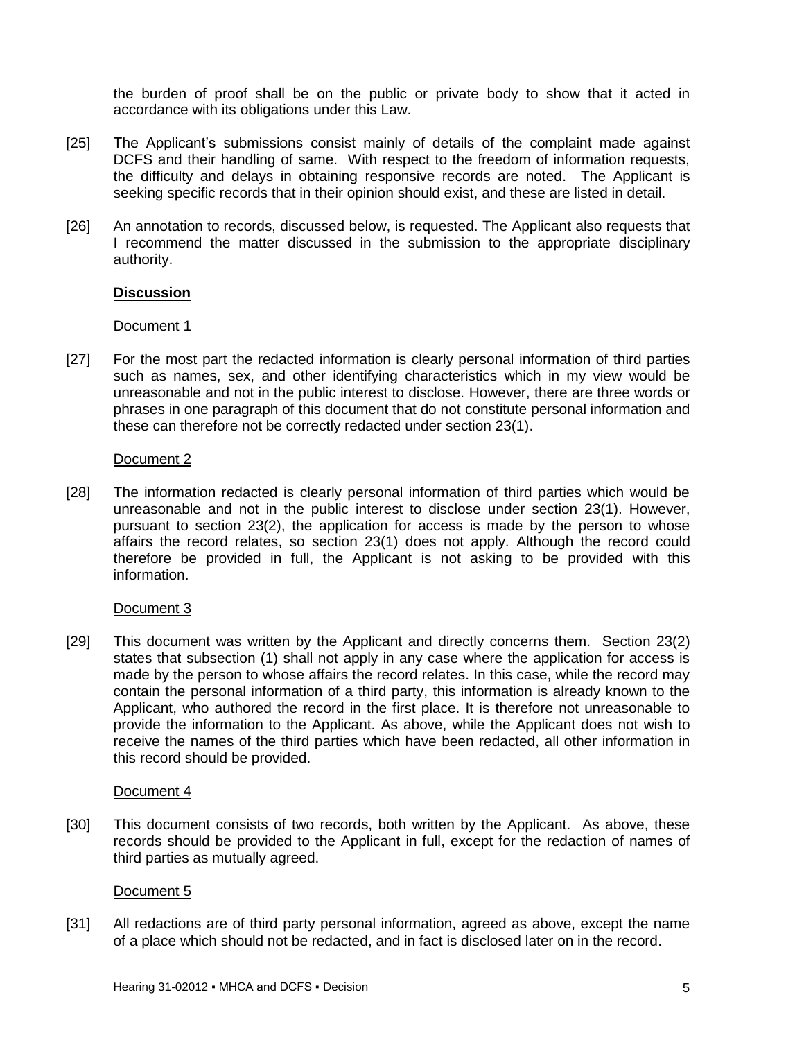the burden of proof shall be on the public or private body to show that it acted in accordance with its obligations under this Law.

[25] The Applicant's submissions consist mainly of details of the complaint made against DCFS and their handling of same. With respect to the freedom of information requests, the difficulty and delays in obtaining responsive records are noted. The Applicant is seeking specific records that in their opinion should exist, and these are listed in detail.

[26] An annotation to records, discussed below, is requested. The Applicant also requests that I recommend the matter discussed in the submission to the appropriate disciplinary authority.

**<u>Discussion</u>**

<u>Document 1</u>

[27] For the most part the redacted information is clearly personal information of third parties such as names, sex, and other identifying characteristics which in my view would be unreasonable and not in the public interest to disclose. However, there are three words or phrases in one paragraph of this document that do not constitute personal information and these can therefore not be correctly redacted under section 23(1).

<u>Document 2</u>

[28] The information redacted is clearly personal information of third parties which would be unreasonable and not in the public interest to disclose under section 23(1). However, pursuant to section 23(2), the application for access is made by the person to whose affairs the record relates, so section 23(1) does not apply. Although the record could therefore be provided in full, the Applicant is not asking to be provided with this information.

<u>Document 3</u>

[29] This document was written by the Applicant and directly concerns them. Section 23(2) states that subsection (1) shall not apply in any case where the application for access is made by the person to whose affairs the record relates. In this case, while the record may contain the personal information of a third party, this information is already known to the Applicant, who authored the record in the first place. It is therefore not unreasonable to provide the information to the Applicant. As above, while the Applicant does not wish to receive the names of the third parties which have been redacted, all other information in this record should be provided.

<u>Document 4</u>

[30] This document consists of two records, both written by the Applicant. As above, these records should be provided to the Applicant in full, except for the redaction of names of third parties as mutually agreed.

<u>Document 5</u>

[31] All redactions are of third party personal information, agreed as above, except the name of a place which should not be redacted, and in fact is disclosed later on in the record.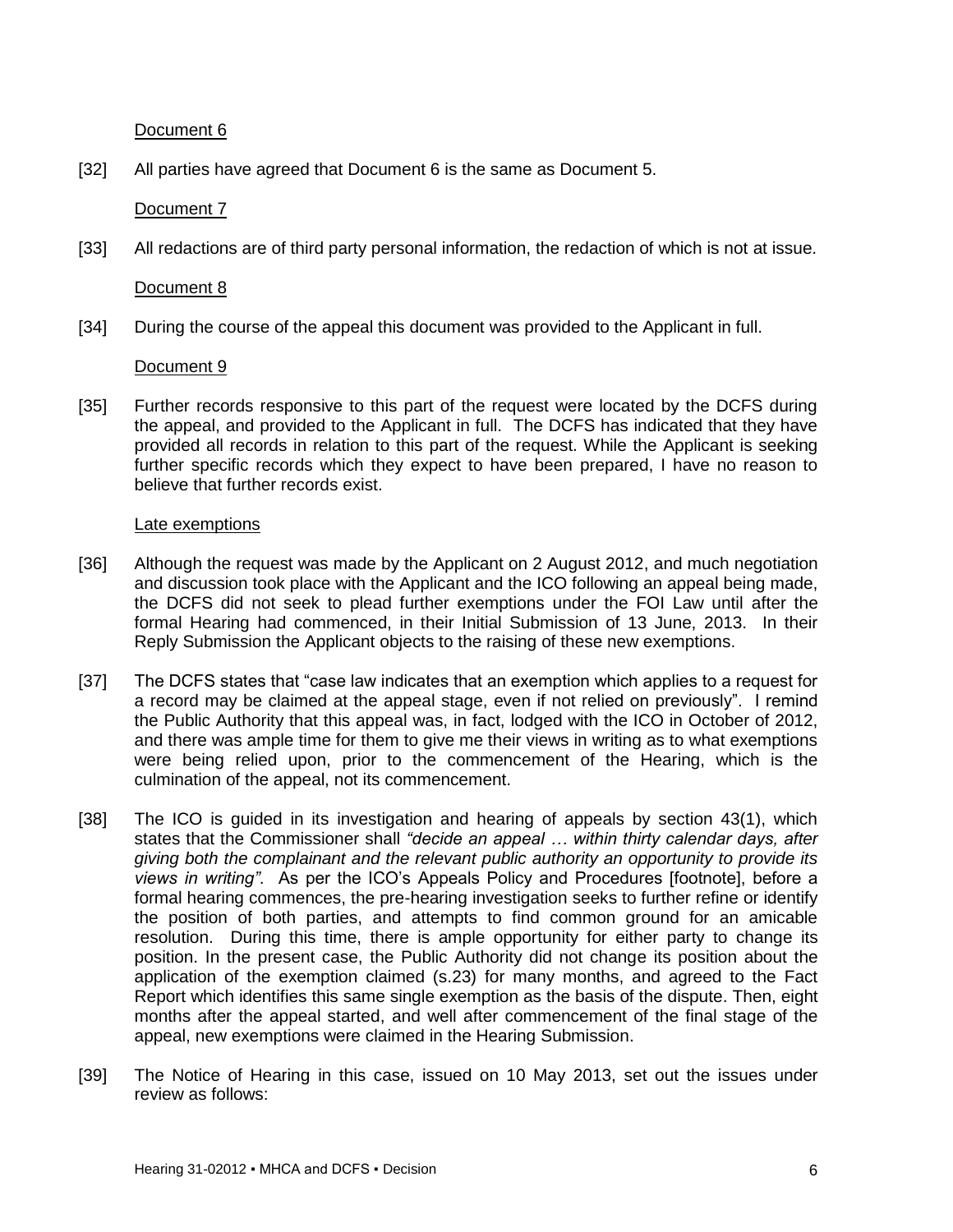Document 6

[32] All parties have agreed that Document 6 is the same as Document 5.

Document 7

[33] All redactions are of third party personal information, the redaction of which is not at issue.

Document 8

[34] During the course of the appeal this document was provided to the Applicant in full.

Document 9

[35] Further records responsive to this part of the request were located by the DCFS during the appeal, and provided to the Applicant in full. The DCFS has indicated that they have provided all records in relation to this part of the request. While the Applicant is seeking further specific records which they expect to have been prepared, I have no reason to believe that further records exist.

Late exemptions

[36] Although the request was made by the Applicant on 2 August 2012, and much negotiation and discussion took place with the Applicant and the ICO following an appeal being made, the DCFS did not seek to plead further exemptions under the FOI Law until after the formal Hearing had commenced, in their Initial Submission of 13 June, 2013. In their Reply Submission the Applicant objects to the raising of these new exemptions.

[37] The DCFS states that "case law indicates that an exemption which applies to a request for a record may be claimed at the appeal stage, even if not relied on previously". I remind the Public Authority that this appeal was, in fact, lodged with the ICO in October of 2012, and there was ample time for them to give me their views in writing as to what exemptions were being relied upon, prior to the commencement of the Hearing, which is the culmination of the appeal, not its commencement.

[38] The ICO is guided in its investigation and hearing of appeals by section 43(1), which states that the Commissioner shall *"decide an appeal … within thirty calendar days, after giving both the complainant and the relevant public authority an opportunity to provide its views in writing"*. As per the ICO's Appeals Policy and Procedures [footnote], before a formal hearing commences, the pre-hearing investigation seeks to further refine or identify the position of both parties, and attempts to find common ground for an amicable resolution. During this time, there is ample opportunity for either party to change its position. In the present case, the Public Authority did not change its position about the application of the exemption claimed (s.23) for many months, and agreed to the Fact Report which identifies this same single exemption as the basis of the dispute. Then, eight months after the appeal started, and well after commencement of the final stage of the appeal, new exemptions were claimed in the Hearing Submission.

[39] The Notice of Hearing in this case, issued on 10 May 2013, set out the issues under review as follows: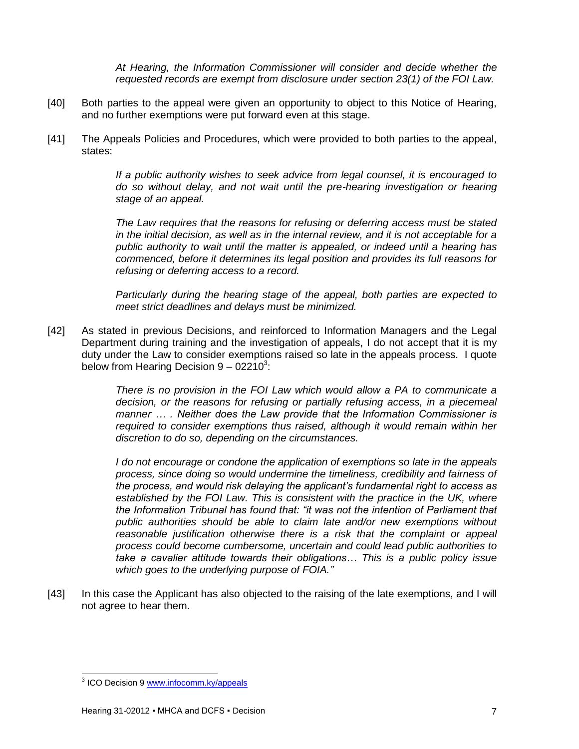*At Hearing, the Information Commissioner will consider and decide whether the requested records are exempt from disclosure under section 23(1) of the FOI Law.*

[40] Both parties to the appeal were given an opportunity to object to this Notice of Hearing, and no further exemptions were put forward even at this stage.

[41] The Appeals Policies and Procedures, which were provided to both parties to the appeal, states:

> *If a public authority wishes to seek advice from legal counsel, it is encouraged to do so without delay, and not wait until the pre-hearing investigation or hearing stage of an appeal.*
>
> *The Law requires that the reasons for refusing or deferring access must be stated in the initial decision, as well as in the internal review, and it is not acceptable for a public authority to wait until the matter is appealed, or indeed until a hearing has commenced, before it determines its legal position and provides its full reasons for refusing or deferring access to a record.*
>
> *Particularly during the hearing stage of the appeal, both parties are expected to meet strict deadlines and delays must be minimized.*

[42] As stated in previous Decisions, and reinforced to Information Managers and the Legal Department during training and the investigation of appeals, I do not accept that it is my duty under the Law to consider exemptions raised so late in the appeals process. I quote below from Hearing Decision 9 – 02210[3]:

> *There is no provision in the FOI Law which would allow a PA to communicate a decision, or the reasons for refusing or partially refusing access, in a piecemeal manner … . Neither does the Law provide that the Information Commissioner is required to consider exemptions thus raised, although it would remain within her discretion to do so, depending on the circumstances.*
>
> *I do not encourage or condone the application of exemptions so late in the appeals process, since doing so would undermine the timeliness, credibility and fairness of the process, and would risk delaying the applicant's fundamental right to access as established by the FOI Law. This is consistent with the practice in the UK, where the Information Tribunal has found that: "it was not the intention of Parliament that public authorities should be able to claim late and/or new exemptions without reasonable justification otherwise there is a risk that the complaint or appeal process could become cumbersome, uncertain and could lead public authorities to take a cavalier attitude towards their obligations… This is a public policy issue which goes to the underlying purpose of FOIA."*

[43] In this case the Applicant has also objected to the raising of the late exemptions, and I will not agree to hear them.

---

[3] ICO Decision 9 www.infocomm.ky/appeals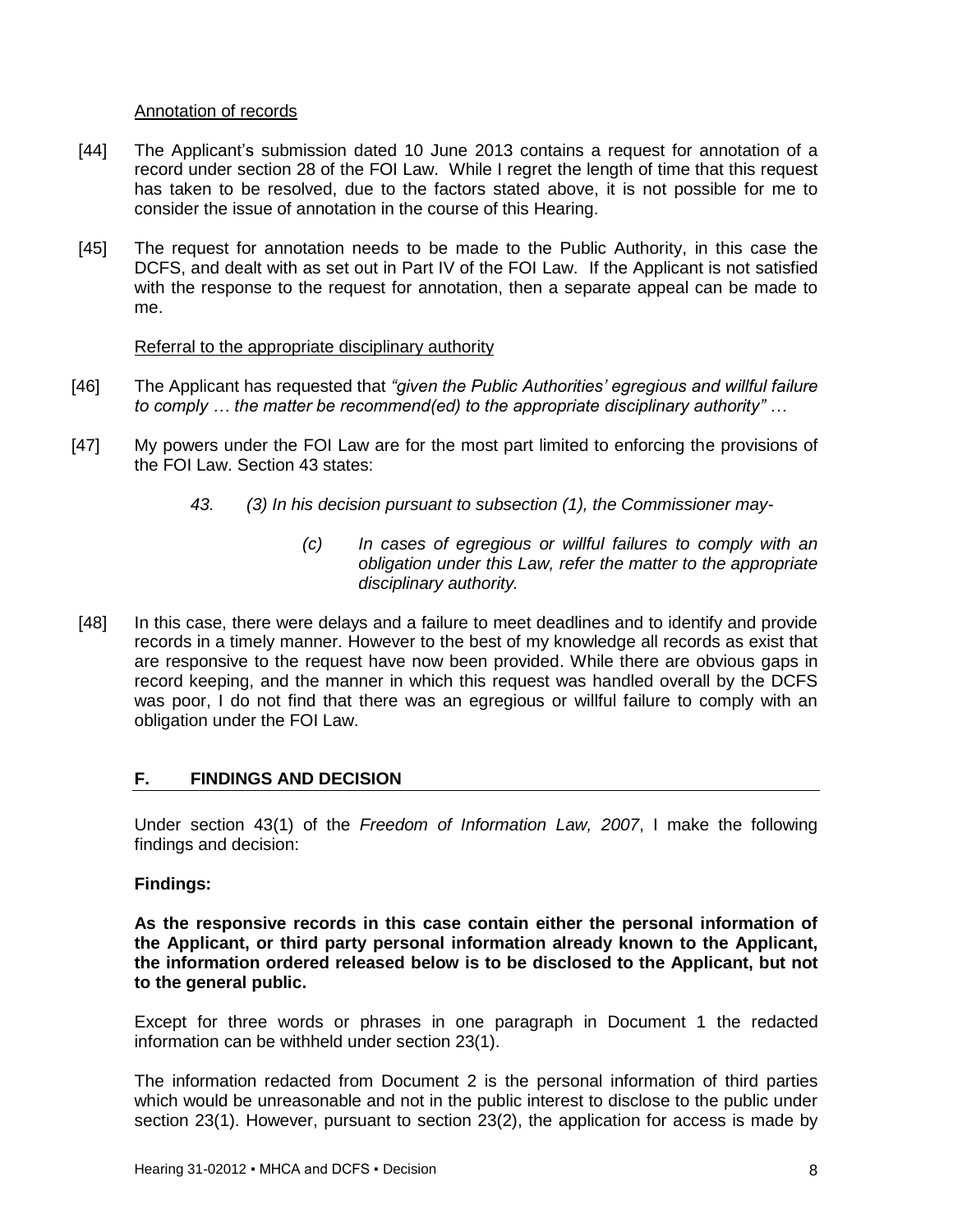Annotation of records

[44] The Applicant's submission dated 10 June 2013 contains a request for annotation of a record under section 28 of the FOI Law. While I regret the length of time that this request has taken to be resolved, due to the factors stated above, it is not possible for me to consider the issue of annotation in the course of this Hearing.

[45] The request for annotation needs to be made to the Public Authority, in this case the DCFS, and dealt with as set out in Part IV of the FOI Law. If the Applicant is not satisfied with the response to the request for annotation, then a separate appeal can be made to me.

Referral to the appropriate disciplinary authority

[46] The Applicant has requested that *"given the Public Authorities' egregious and willful failure to comply … the matter be recommend(ed) to the appropriate disciplinary authority"* …

[47] My powers under the FOI Law are for the most part limited to enforcing the provisions of the FOI Law. Section 43 states:

> *43. (3) In his decision pursuant to subsection (1), the Commissioner may-*
>
> > *(c) In cases of egregious or willful failures to comply with an obligation under this Law, refer the matter to the appropriate disciplinary authority.*

[48] In this case, there were delays and a failure to meet deadlines and to identify and provide records in a timely manner. However to the best of my knowledge all records as exist that are responsive to the request have now been provided. While there are obvious gaps in record keeping, and the manner in which this request was handled overall by the DCFS was poor, I do not find that there was an egregious or willful failure to comply with an obligation under the FOI Law.

## F. FINDINGS AND DECISION

Under section 43(1) of the *Freedom of Information Law, 2007*, I make the following findings and decision:

**Findings:**

**As the responsive records in this case contain either the personal information of the Applicant, or third party personal information already known to the Applicant, the information ordered released below is to be disclosed to the Applicant, but not to the general public.**

Except for three words or phrases in one paragraph in Document 1 the redacted information can be withheld under section 23(1).

The information redacted from Document 2 is the personal information of third parties which would be unreasonable and not in the public interest to disclose to the public under section 23(1). However, pursuant to section 23(2), the application for access is made by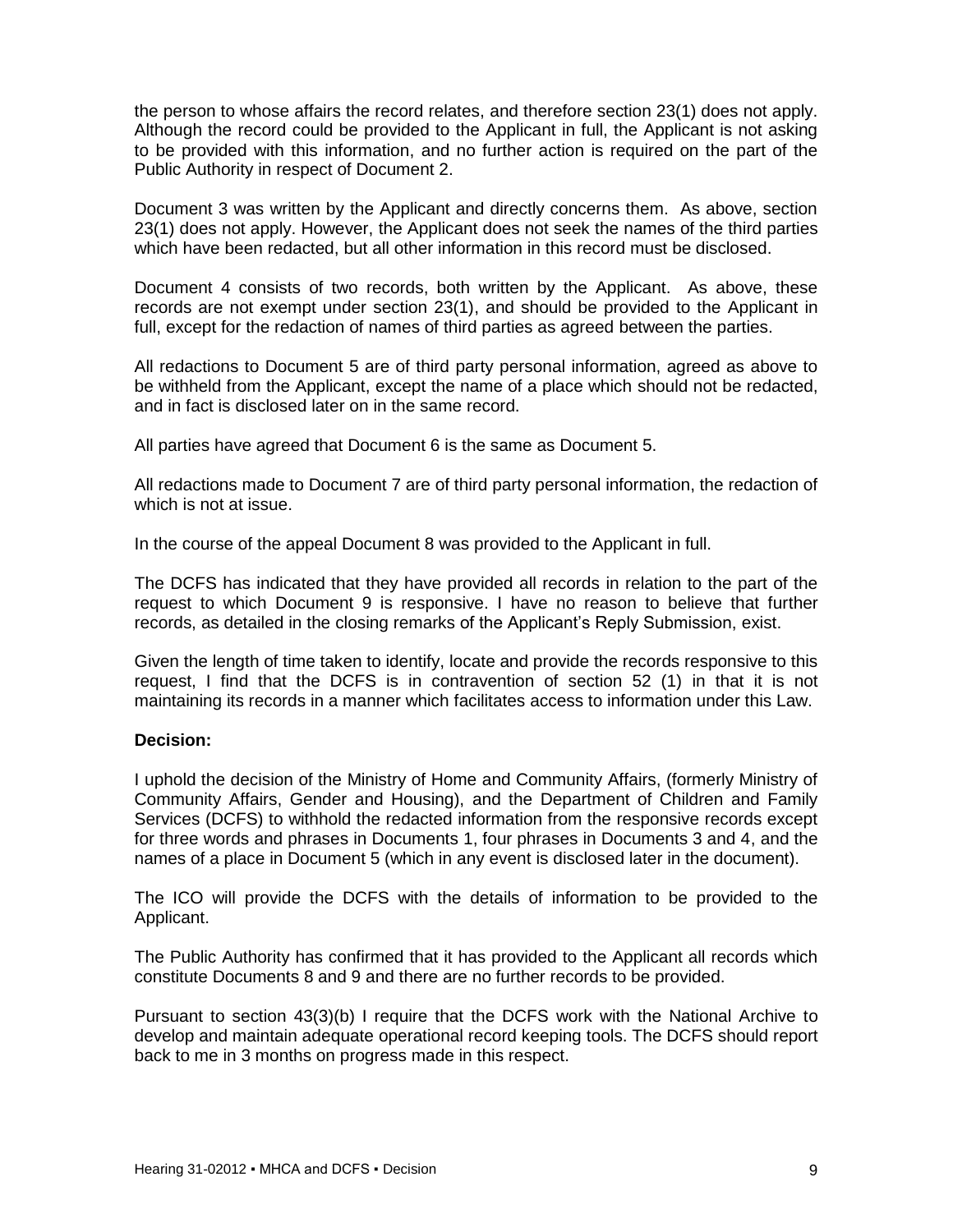the person to whose affairs the record relates, and therefore section 23(1) does not apply. Although the record could be provided to the Applicant in full, the Applicant is not asking to be provided with this information, and no further action is required on the part of the Public Authority in respect of Document 2.

Document 3 was written by the Applicant and directly concerns them. As above, section 23(1) does not apply. However, the Applicant does not seek the names of the third parties which have been redacted, but all other information in this record must be disclosed.

Document 4 consists of two records, both written by the Applicant. As above, these records are not exempt under section 23(1), and should be provided to the Applicant in full, except for the redaction of names of third parties as agreed between the parties.

All redactions to Document 5 are of third party personal information, agreed as above to be withheld from the Applicant, except the name of a place which should not be redacted, and in fact is disclosed later on in the same record.

All parties have agreed that Document 6 is the same as Document 5.

All redactions made to Document 7 are of third party personal information, the redaction of which is not at issue.

In the course of the appeal Document 8 was provided to the Applicant in full.

The DCFS has indicated that they have provided all records in relation to the part of the request to which Document 9 is responsive. I have no reason to believe that further records, as detailed in the closing remarks of the Applicant's Reply Submission, exist.

Given the length of time taken to identify, locate and provide the records responsive to this request, I find that the DCFS is in contravention of section 52 (1) in that it is not maintaining its records in a manner which facilitates access to information under this Law.

**Decision:**

I uphold the decision of the Ministry of Home and Community Affairs, (formerly Ministry of Community Affairs, Gender and Housing), and the Department of Children and Family Services (DCFS) to withhold the redacted information from the responsive records except for three words and phrases in Documents 1, four phrases in Documents 3 and 4, and the names of a place in Document 5 (which in any event is disclosed later in the document).

The ICO will provide the DCFS with the details of information to be provided to the Applicant.

The Public Authority has confirmed that it has provided to the Applicant all records which constitute Documents 8 and 9 and there are no further records to be provided.

Pursuant to section 43(3)(b) I require that the DCFS work with the National Archive to develop and maintain adequate operational record keeping tools. The DCFS should report back to me in 3 months on progress made in this respect.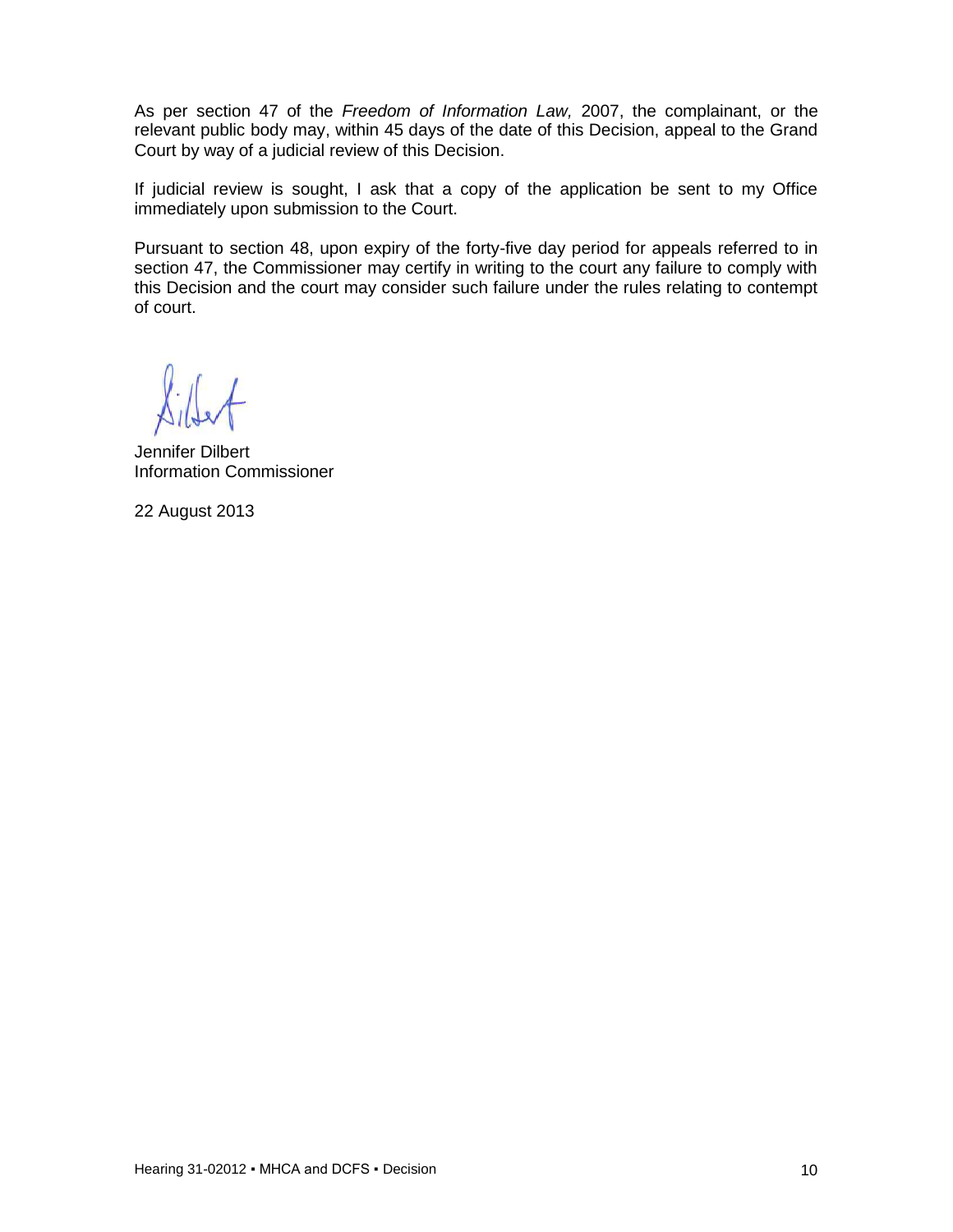As per section 47 of the *Freedom of Information Law,* 2007, the complainant, or the relevant public body may, within 45 days of the date of this Decision, appeal to the Grand Court by way of a judicial review of this Decision.

If judicial review is sought, I ask that a copy of the application be sent to my Office immediately upon submission to the Court.

Pursuant to section 48, upon expiry of the forty-five day period for appeals referred to in section 47, the Commissioner may certify in writing to the court any failure to comply with this Decision and the court may consider such failure under the rules relating to contempt of court.

Jennifer Dilbert
Information Commissioner

22 August 2013